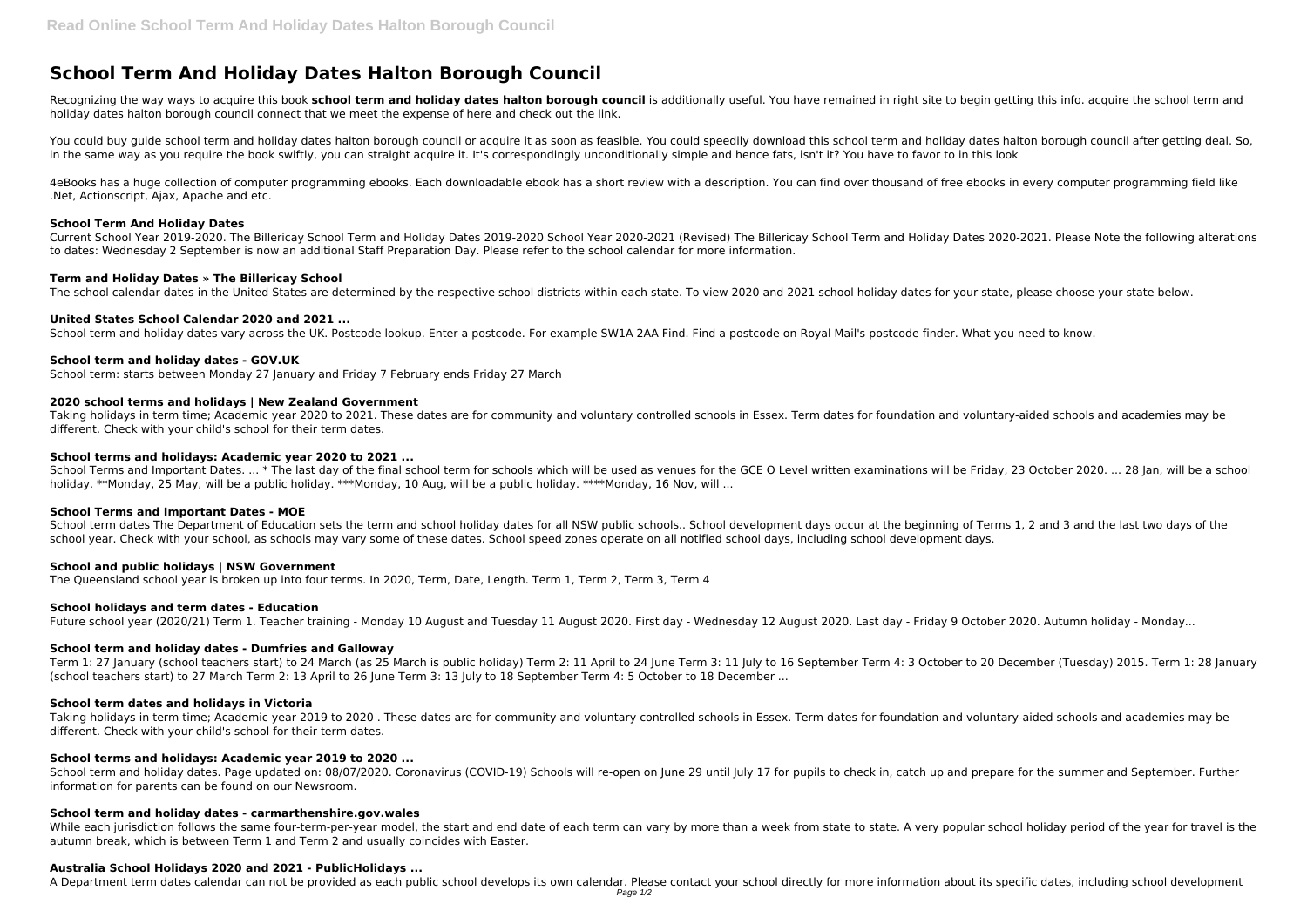# School Term And Holiday Dates Halton Borough Council

Recognizing the way ways to acquire this book **school term and holiday dates halton borough council** is additionally useful. You have remained in right site to begin getting this info. acquire the school term and holiday dates halton borough council connect that we meet the expense of here and check out the link.

You could buy guide school term and holiday dates halton borough council or acquire it as soon as feasible. You could speedily download this school term and holiday dates halton borough council after getting deal. So, in the same way as you require the book swiftly, you can straight acquire it. It's correspondingly unconditionally simple and hence fats, isn't it? You have to favor to in this look

4eBooks has a huge collection of computer programming ebooks. Each downloadable ebook has a short review with a description. You can find over thousand of free ebooks in every computer programming field like .Net, Actionscript, Ajax, Apache and etc.

### School Term And Holiday Dates

Current School Year 2019-2020. The Billericay School Term and Holiday Dates 2019-2020 School Year 2020-2021 (Revised) The Billericay School Term and Holiday Dates 2020-2021. Please Note the following alterations to dates: Wednesday 2 September is now an additional Staff Preparation Day. Please refer to the school calendar for more information.

### Term and Holiday Dates » The Billericay School

The school calendar dates in the United States are determined by the respective school districts within each state. To view 2020 and 2021 school holiday dates for your state, please choose your state below.

### United States School Calendar 2020 and 2021 ...

School term and holiday dates vary across the UK. Postcode lookup. Enter a postcode. For example SW1A 2AA Find. Find a postcode on Royal Mail's postcode finder. What you need to know.

### School term and holiday dates - GOV.UK

School term: starts between Monday 27 January and Friday 7 February ends Friday 27 March

### 2020 school terms and holidays | New Zealand Government

Taking holidays in term time; Academic year 2020 to 2021. These dates are for community and voluntary controlled schools in Essex. Term dates for foundation and voluntary-aided schools and academies may be different. Check with your child's school for their term dates.

### School terms and holidays: Academic year 2020 to 2021 ...

School Terms and Important Dates. ... * The last day of the final school term for schools which will be used as venues for the GCE O Level written examinations will be Friday, 23 October 2020. ... 28 Jan, will be a school holiday. **Monday, 25 May, will be a public holiday. ***Monday, 10 Aug, will be a public holiday. ****Monday, 16 Nov, will ...

### School Terms and Important Dates - MOE

School term dates The Department of Education sets the term and school holiday dates for all NSW public schools.. School development days occur at the beginning of Terms 1, 2 and 3 and the last two days of the school year. Check with your school, as schools may vary some of these dates. School speed zones operate on all notified school days, including school development days.

### School and public holidays | NSW Government

The Queensland school year is broken up into four terms. In 2020, Term, Date, Length. Term 1, Term 2, Term 3, Term 4

### School holidays and term dates - Education

Future school year (2020/21) Term 1. Teacher training - Monday 10 August and Tuesday 11 August 2020. First day - Wednesday 12 August 2020. Last day - Friday 9 October 2020. Autumn holiday - Monday...

### School term and holiday dates - Dumfries and Galloway

Term 1: 27 January (school teachers start) to 24 March (as 25 March is public holiday) Term 2: 11 April to 24 June Term 3: 11 July to 16 September Term 4: 3 October to 20 December (Tuesday) 2015. Term 1: 28 January (school teachers start) to 27 March Term 2: 13 April to 26 June Term 3: 13 July to 18 September Term 4: 5 October to 18 December ...

### School term dates and holidays in Victoria

Taking holidays in term time; Academic year 2019 to 2020 . These dates are for community and voluntary controlled schools in Essex. Term dates for foundation and voluntary-aided schools and academies may be different. Check with your child's school for their term dates.

### School terms and holidays: Academic year 2019 to 2020 ...

School term and holiday dates. Page updated on: 08/07/2020. Coronavirus (COVID-19) Schools will re-open on June 29 until July 17 for pupils to check in, catch up and prepare for the summer and September. Further information for parents can be found on our Newsroom.

### School term and holiday dates - carmarthenshire.gov.wales

While each jurisdiction follows the same four-term-per-year model, the start and end date of each term can vary by more than a week from state to state. A very popular school holiday period of the year for travel is the autumn break, which is between Term 1 and Term 2 and usually coincides with Easter.

### Australia School Holidays 2020 and 2021 - PublicHolidays ...

A Department term dates calendar can not be provided as each public school develops its own calendar. Please contact your school directly for more information about its specific dates, including school development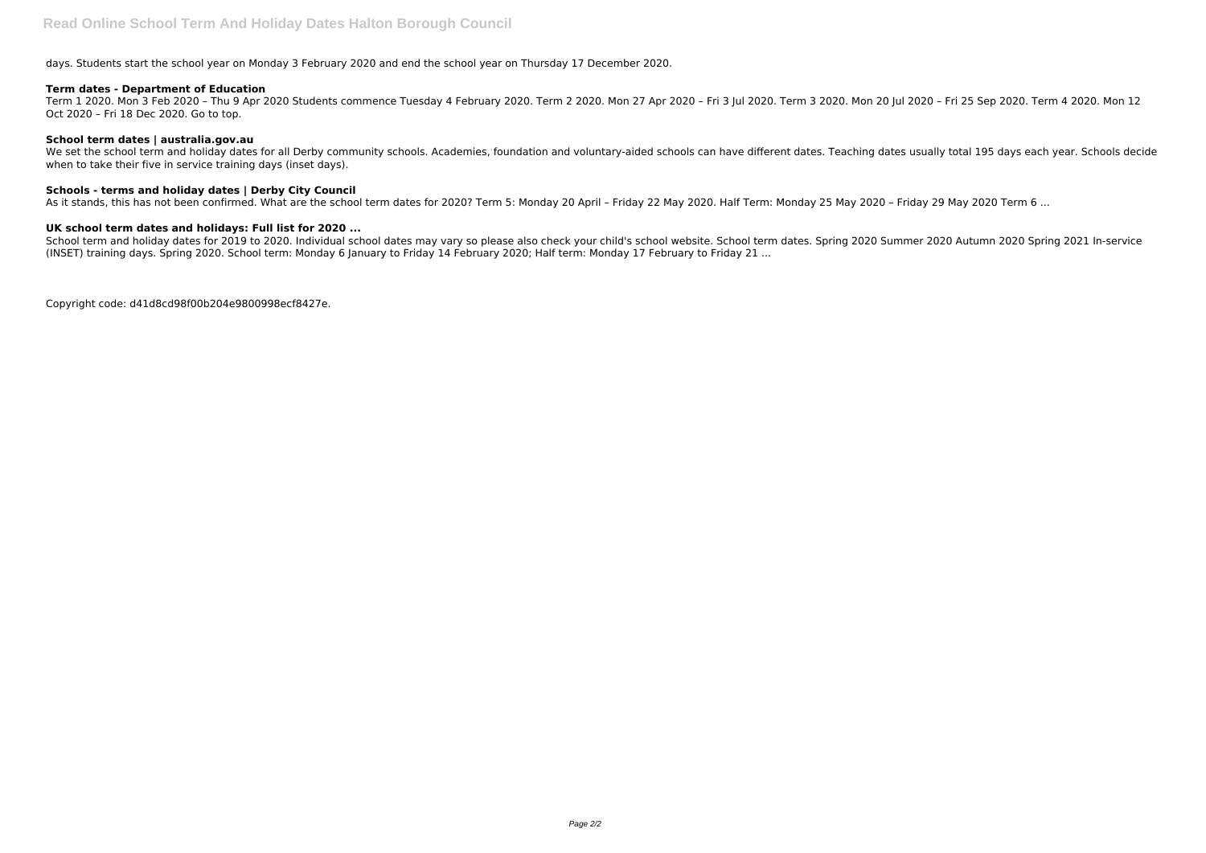days. Students start the school year on Monday 3 February 2020 and end the school year on Thursday 17 December 2020.

### Term dates - Department of Education

Term 1 2020. Mon 3 Feb 2020 – Thu 9 Apr 2020 Students commence Tuesday 4 February 2020. Term 2 2020. Mon 27 Apr 2020 – Fri 3 Jul 2020. Term 3 2020. Mon 20 Jul 2020 – Fri 25 Sep 2020. Term 4 2020. Mon 12 Oct 2020 – Fri 18 Dec 2020. Go to top.

### School term dates | australia.gov.au

We set the school term and holiday dates for all Derby community schools. Academies, foundation and voluntary-aided schools can have different dates. Teaching dates usually total 195 days each year. Schools decide when to take their five in service training days (inset days).

### Schools - terms and holiday dates | Derby City Council

As it stands, this has not been confirmed. What are the school term dates for 2020? Term 5: Monday 20 April – Friday 22 May 2020. Half Term: Monday 25 May 2020 – Friday 29 May 2020 Term 6 ...

### UK school term dates and holidays: Full list for 2020 ...

School term and holiday dates for 2019 to 2020. Individual school dates may vary so please also check your child's school website. School term dates. Spring 2020 Summer 2020 Autumn 2020 Spring 2021 In-service (INSET) training days. Spring 2020. School term: Monday 6 January to Friday 14 February 2020; Half term: Monday 17 February to Friday 21 ...

Copyright code: d41d8cd98f00b204e9800998ecf8427e.